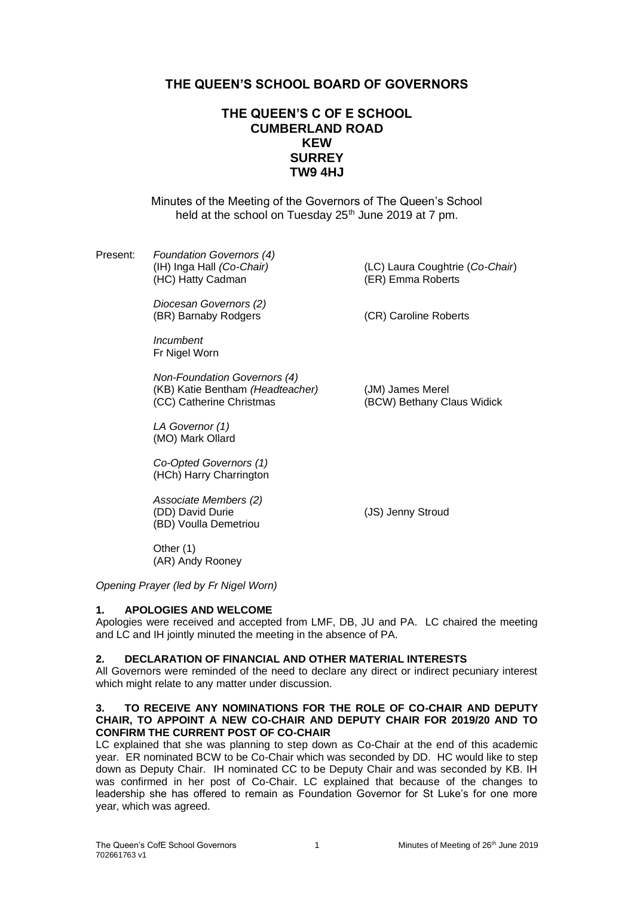# THE QUEEN'S SCHOOL BOARD OF GOVERNORS

## THE QUEEN'S C OF E SCHOOL
## CUMBERLAND ROAD
## KEW
## SURREY
## TW9 4HJ

Minutes of the Meeting of the Governors of The Queen's School held at the school on Tuesday 25th June 2019 at 7 pm.

Present:

*Foundation Governors (4)*
(IH) Inga Hall *(Co-Chair)*
(LC) Laura Coughtrie (*Co-Chair*)
(HC) Hatty Cadman
(ER) Emma Roberts

*Diocesan Governors (2)*
(BR) Barnaby Rodgers
(CR) Caroline Roberts

*Incumbent*
Fr Nigel Worn

*Non-Foundation Governors (4)*
(KB) Katie Bentham *(Headteacher)*
(JM) James Merel
(CC) Catherine Christmas
(BCW) Bethany Claus Widick

*LA Governor (1)*
(MO) Mark Ollard

*Co-Opted Governors (1)*
(HCh) Harry Charrington

*Associate Members (2)*
(DD) David Durie
(JS) Jenny Stroud
(BD) Voulla Demetriou

Other (1)
(AR) Andy Rooney

*Opening Prayer (led by Fr Nigel Worn)*

### 1. APOLOGIES AND WELCOME

Apologies were received and accepted from LMF, DB, JU and PA. LC chaired the meeting and LC and IH jointly minuted the meeting in the absence of PA.

### 2. DECLARATION OF FINANCIAL AND OTHER MATERIAL INTERESTS

All Governors were reminded of the need to declare any direct or indirect pecuniary interest which might relate to any matter under discussion.

### 3. TO RECEIVE ANY NOMINATIONS FOR THE ROLE OF CO-CHAIR AND DEPUTY CHAIR, TO APPOINT A NEW CO-CHAIR AND DEPUTY CHAIR FOR 2019/20 AND TO CONFIRM THE CURRENT POST OF CO-CHAIR

LC explained that she was planning to step down as Co-Chair at the end of this academic year. ER nominated BCW to be Co-Chair which was seconded by DD. HC would like to step down as Deputy Chair. IH nominated CC to be Deputy Chair and was seconded by KB. IH was confirmed in her post of Co-Chair. LC explained that because of the changes to leadership she has offered to remain as Foundation Governor for St Luke's for one more year, which was agreed.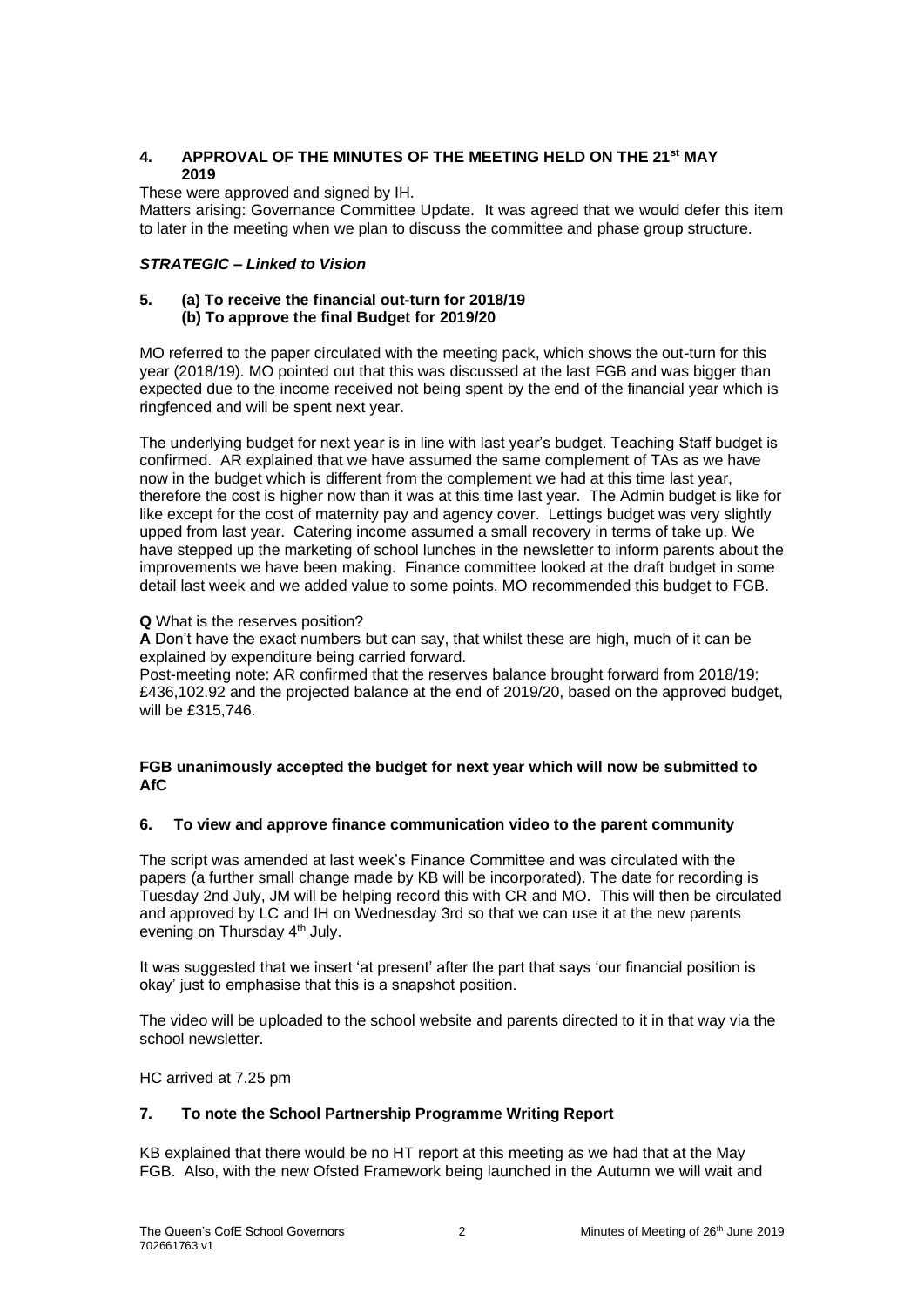## 4. APPROVAL OF THE MINUTES OF THE MEETING HELD ON THE 21st MAY 2019

These were approved and signed by IH.

Matters arising: Governance Committee Update. It was agreed that we would defer this item to later in the meeting when we plan to discuss the committee and phase group structure.

### *STRATEGIC – Linked to Vision*

## 5. (a) To receive the financial out-turn for 2018/19 (b) To approve the final Budget for 2019/20

MO referred to the paper circulated with the meeting pack, which shows the out-turn for this year (2018/19). MO pointed out that this was discussed at the last FGB and was bigger than expected due to the income received not being spent by the end of the financial year which is ringfenced and will be spent next year.

The underlying budget for next year is in line with last year's budget. Teaching Staff budget is confirmed. AR explained that we have assumed the same complement of TAs as we have now in the budget which is different from the complement we had at this time last year, therefore the cost is higher now than it was at this time last year. The Admin budget is like for like except for the cost of maternity pay and agency cover. Lettings budget was very slightly upped from last year. Catering income assumed a small recovery in terms of take up. We have stepped up the marketing of school lunches in the newsletter to inform parents about the improvements we have been making. Finance committee looked at the draft budget in some detail last week and we added value to some points. MO recommended this budget to FGB.

**Q** What is the reserves position?

**A** Don't have the exact numbers but can say, that whilst these are high, much of it can be explained by expenditure being carried forward.

Post-meeting note: AR confirmed that the reserves balance brought forward from 2018/19: £436,102.92 and the projected balance at the end of 2019/20, based on the approved budget, will be £315,746.

**FGB unanimously accepted the budget for next year which will now be submitted to AfC**

## 6. To view and approve finance communication video to the parent community

The script was amended at last week's Finance Committee and was circulated with the papers (a further small change made by KB will be incorporated). The date for recording is Tuesday 2nd July, JM will be helping record this with CR and MO. This will then be circulated and approved by LC and IH on Wednesday 3rd so that we can use it at the new parents evening on Thursday 4th July.

It was suggested that we insert 'at present' after the part that says 'our financial position is okay' just to emphasise that this is a snapshot position.

The video will be uploaded to the school website and parents directed to it in that way via the school newsletter.

HC arrived at 7.25 pm

## 7. To note the School Partnership Programme Writing Report

KB explained that there would be no HT report at this meeting as we had that at the May FGB. Also, with the new Ofsted Framework being launched in the Autumn we will wait and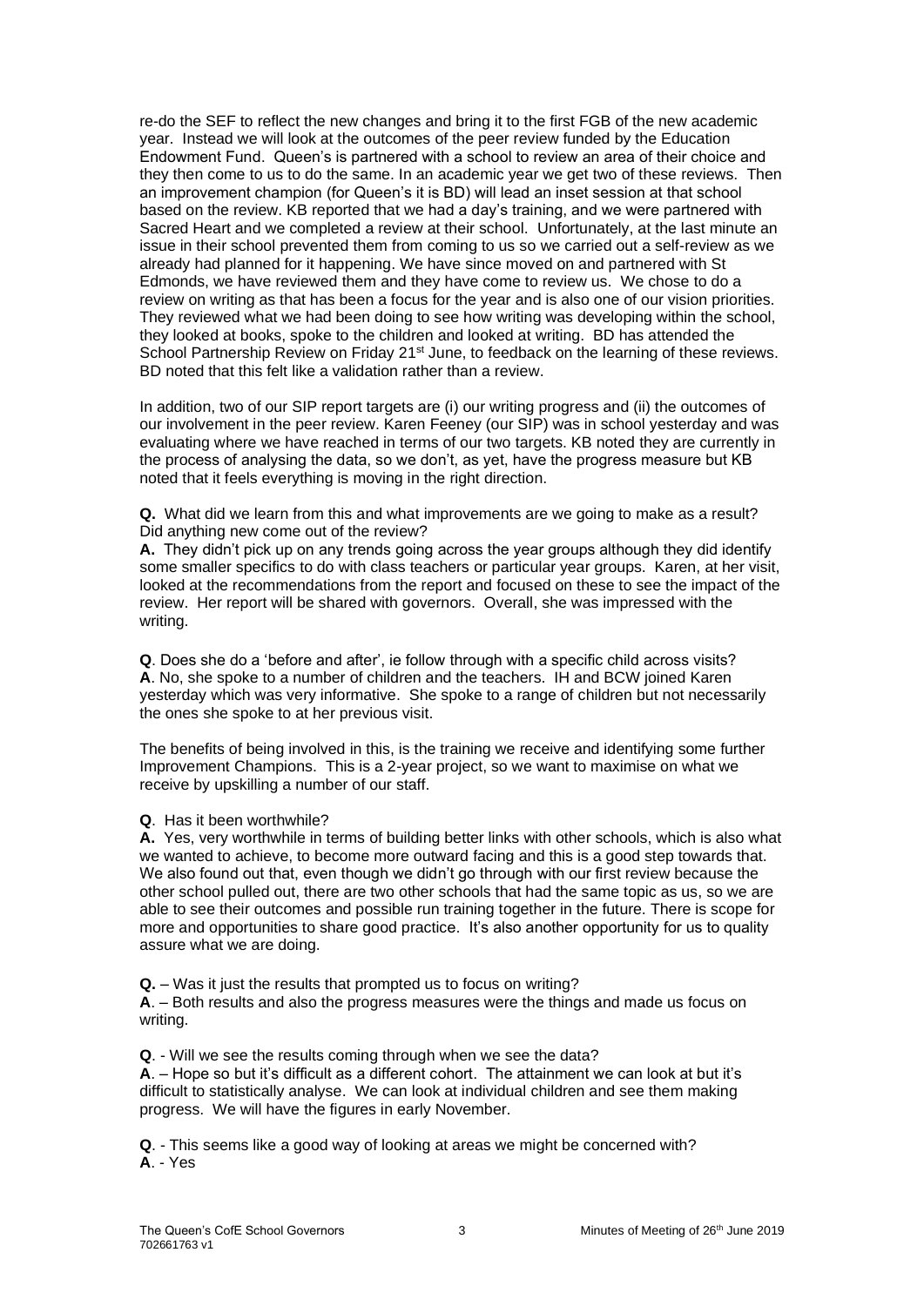re-do the SEF to reflect the new changes and bring it to the first FGB of the new academic year. Instead we will look at the outcomes of the peer review funded by the Education Endowment Fund. Queen's is partnered with a school to review an area of their choice and they then come to us to do the same. In an academic year we get two of these reviews. Then an improvement champion (for Queen's it is BD) will lead an inset session at that school based on the review. KB reported that we had a day's training, and we were partnered with Sacred Heart and we completed a review at their school. Unfortunately, at the last minute an issue in their school prevented them from coming to us so we carried out a self-review as we already had planned for it happening. We have since moved on and partnered with St Edmonds, we have reviewed them and they have come to review us. We chose to do a review on writing as that has been a focus for the year and is also one of our vision priorities. They reviewed what we had been doing to see how writing was developing within the school, they looked at books, spoke to the children and looked at writing. BD has attended the School Partnership Review on Friday 21st June, to feedback on the learning of these reviews. BD noted that this felt like a validation rather than a review.

In addition, two of our SIP report targets are (i) our writing progress and (ii) the outcomes of our involvement in the peer review. Karen Feeney (our SIP) was in school yesterday and was evaluating where we have reached in terms of our two targets. KB noted they are currently in the process of analysing the data, so we don't, as yet, have the progress measure but KB noted that it feels everything is moving in the right direction.

**Q.** What did we learn from this and what improvements are we going to make as a result? Did anything new come out of the review?
**A.** They didn't pick up on any trends going across the year groups although they did identify some smaller specifics to do with class teachers or particular year groups. Karen, at her visit, looked at the recommendations from the report and focused on these to see the impact of the review. Her report will be shared with governors. Overall, she was impressed with the writing.

**Q**. Does she do a 'before and after', ie follow through with a specific child across visits?
**A**. No, she spoke to a number of children and the teachers. IH and BCW joined Karen yesterday which was very informative. She spoke to a range of children but not necessarily the ones she spoke to at her previous visit.

The benefits of being involved in this, is the training we receive and identifying some further Improvement Champions. This is a 2-year project, so we want to maximise on what we receive by upskilling a number of our staff.

**Q**. Has it been worthwhile?
**A.** Yes, very worthwhile in terms of building better links with other schools, which is also what we wanted to achieve, to become more outward facing and this is a good step towards that. We also found out that, even though we didn't go through with our first review because the other school pulled out, there are two other schools that had the same topic as us, so we are able to see their outcomes and possible run training together in the future. There is scope for more and opportunities to share good practice. It's also another opportunity for us to quality assure what we are doing.

**Q.** – Was it just the results that prompted us to focus on writing?
**A**. – Both results and also the progress measures were the things and made us focus on writing.

**Q**. - Will we see the results coming through when we see the data?
**A**. – Hope so but it's difficult as a different cohort. The attainment we can look at but it's difficult to statistically analyse. We can look at individual children and see them making progress. We will have the figures in early November.

**Q**. - This seems like a good way of looking at areas we might be concerned with?
**A**. - Yes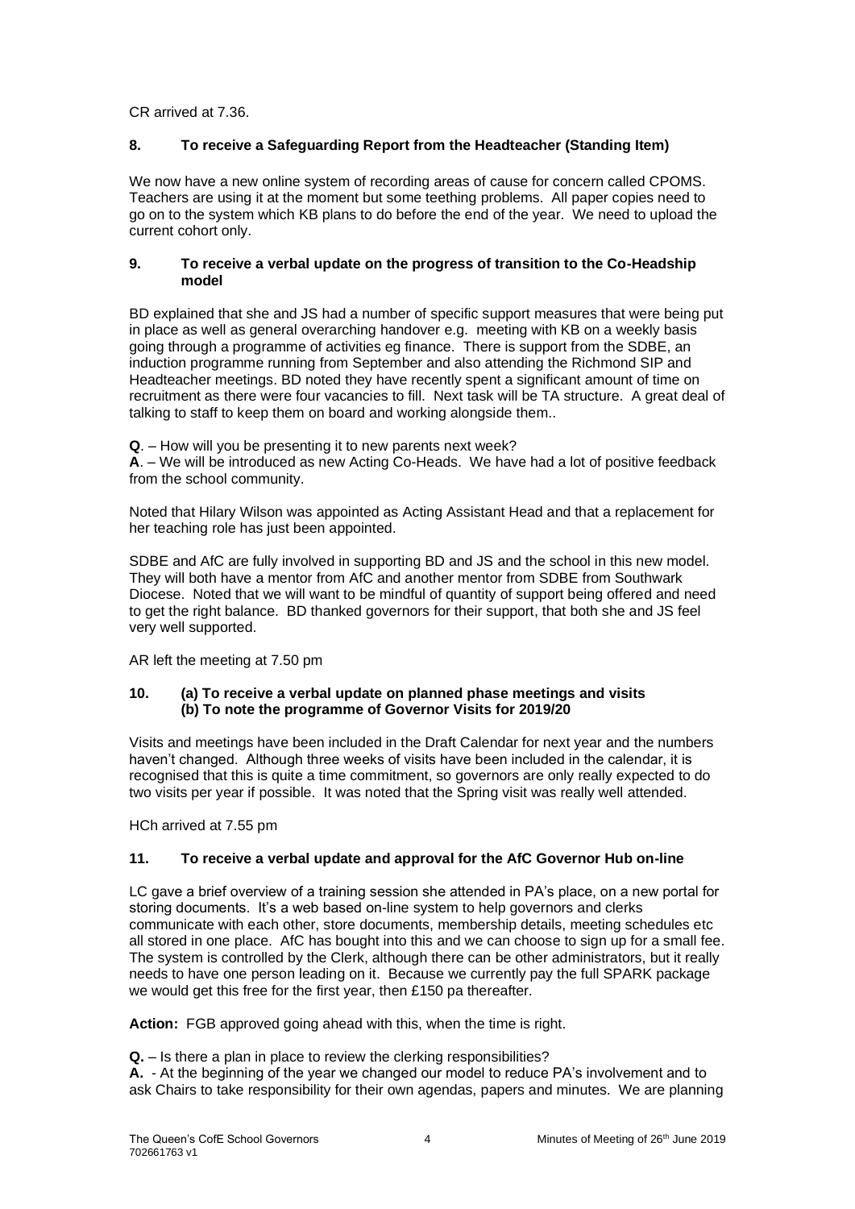CR arrived at 7.36.

## 8. To receive a Safeguarding Report from the Headteacher (Standing Item)

We now have a new online system of recording areas of cause for concern called CPOMS. Teachers are using it at the moment but some teething problems. All paper copies need to go on to the system which KB plans to do before the end of the year. We need to upload the current cohort only.

## 9. To receive a verbal update on the progress of transition to the Co-Headship model

BD explained that she and JS had a number of specific support measures that were being put in place as well as general overarching handover e.g. meeting with KB on a weekly basis going through a programme of activities eg finance. There is support from the SDBE, an induction programme running from September and also attending the Richmond SIP and Headteacher meetings. BD noted they have recently spent a significant amount of time on recruitment as there were four vacancies to fill. Next task will be TA structure. A great deal of talking to staff to keep them on board and working alongside them..

**Q**. – How will you be presenting it to new parents next week?
**A**. – We will be introduced as new Acting Co-Heads. We have had a lot of positive feedback from the school community.

Noted that Hilary Wilson was appointed as Acting Assistant Head and that a replacement for her teaching role has just been appointed.

SDBE and AfC are fully involved in supporting BD and JS and the school in this new model. They will both have a mentor from AfC and another mentor from SDBE from Southwark Diocese. Noted that we will want to be mindful of quantity of support being offered and need to get the right balance. BD thanked governors for their support, that both she and JS feel very well supported.

AR left the meeting at 7.50 pm

## 10. (a) To receive a verbal update on planned phase meetings and visits (b) To note the programme of Governor Visits for 2019/20

Visits and meetings have been included in the Draft Calendar for next year and the numbers haven't changed. Although three weeks of visits have been included in the calendar, it is recognised that this is quite a time commitment, so governors are only really expected to do two visits per year if possible. It was noted that the Spring visit was really well attended.

HCh arrived at 7.55 pm

## 11. To receive a verbal update and approval for the AfC Governor Hub on-line

LC gave a brief overview of a training session she attended in PA's place, on a new portal for storing documents. It's a web based on-line system to help governors and clerks communicate with each other, store documents, membership details, meeting schedules etc all stored in one place. AfC has bought into this and we can choose to sign up for a small fee. The system is controlled by the Clerk, although there can be other administrators, but it really needs to have one person leading on it. Because we currently pay the full SPARK package we would get this free for the first year, then £150 pa thereafter.

**Action:** FGB approved going ahead with this, when the time is right.

**Q.** – Is there a plan in place to review the clerking responsibilities?
**A.** - At the beginning of the year we changed our model to reduce PA's involvement and to ask Chairs to take responsibility for their own agendas, papers and minutes. We are planning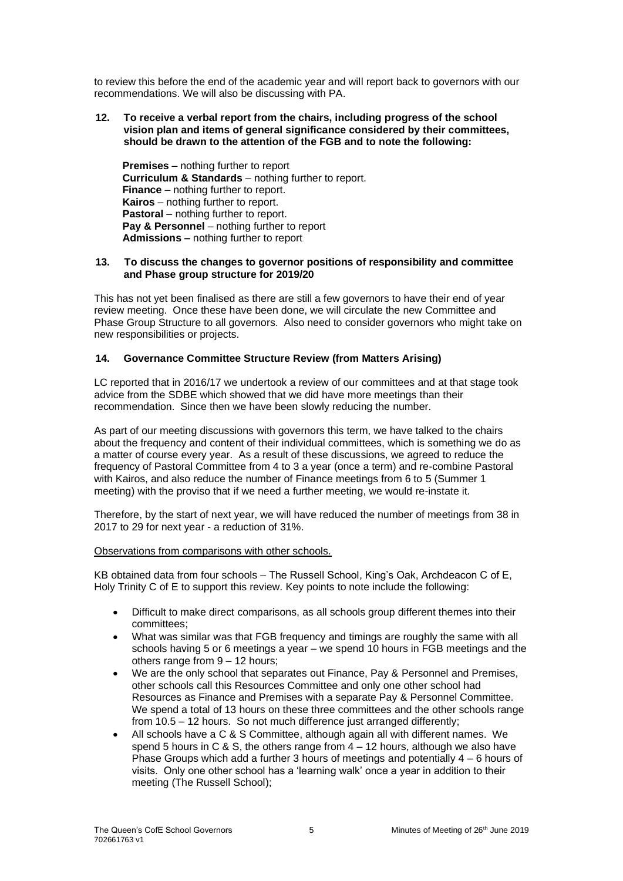to review this before the end of the academic year and will report back to governors with our recommendations. We will also be discussing with PA.

**12. To receive a verbal report from the chairs, including progress of the school vision plan and items of general significance considered by their committees, should be drawn to the attention of the FGB and to note the following:**

**Premises** – nothing further to report
**Curriculum & Standards** – nothing further to report.
**Finance** – nothing further to report.
**Kairos** – nothing further to report.
**Pastoral** – nothing further to report.
**Pay & Personnel** – nothing further to report
**Admissions –** nothing further to report

**13. To discuss the changes to governor positions of responsibility and committee and Phase group structure for 2019/20**

This has not yet been finalised as there are still a few governors to have their end of year review meeting. Once these have been done, we will circulate the new Committee and Phase Group Structure to all governors. Also need to consider governors who might take on new responsibilities or projects.

**14. Governance Committee Structure Review (from Matters Arising)**

LC reported that in 2016/17 we undertook a review of our committees and at that stage took advice from the SDBE which showed that we did have more meetings than their recommendation. Since then we have been slowly reducing the number.

As part of our meeting discussions with governors this term, we have talked to the chairs about the frequency and content of their individual committees, which is something we do as a matter of course every year. As a result of these discussions, we agreed to reduce the frequency of Pastoral Committee from 4 to 3 a year (once a term) and re-combine Pastoral with Kairos, and also reduce the number of Finance meetings from 6 to 5 (Summer 1 meeting) with the proviso that if we need a further meeting, we would re-instate it.

Therefore, by the start of next year, we will have reduced the number of meetings from 38 in 2017 to 29 for next year - a reduction of 31%.

Observations from comparisons with other schools.

KB obtained data from four schools – The Russell School, King's Oak, Archdeacon C of E, Holy Trinity C of E to support this review. Key points to note include the following:

- Difficult to make direct comparisons, as all schools group different themes into their committees;
- What was similar was that FGB frequency and timings are roughly the same with all schools having 5 or 6 meetings a year – we spend 10 hours in FGB meetings and the others range from 9 – 12 hours;
- We are the only school that separates out Finance, Pay & Personnel and Premises, other schools call this Resources Committee and only one other school had Resources as Finance and Premises with a separate Pay & Personnel Committee. We spend a total of 13 hours on these three committees and the other schools range from 10.5 – 12 hours. So not much difference just arranged differently;
- All schools have a C & S Committee, although again all with different names. We spend 5 hours in C & S, the others range from 4 – 12 hours, although we also have Phase Groups which add a further 3 hours of meetings and potentially 4 – 6 hours of visits. Only one other school has a 'learning walk' once a year in addition to their meeting (The Russell School);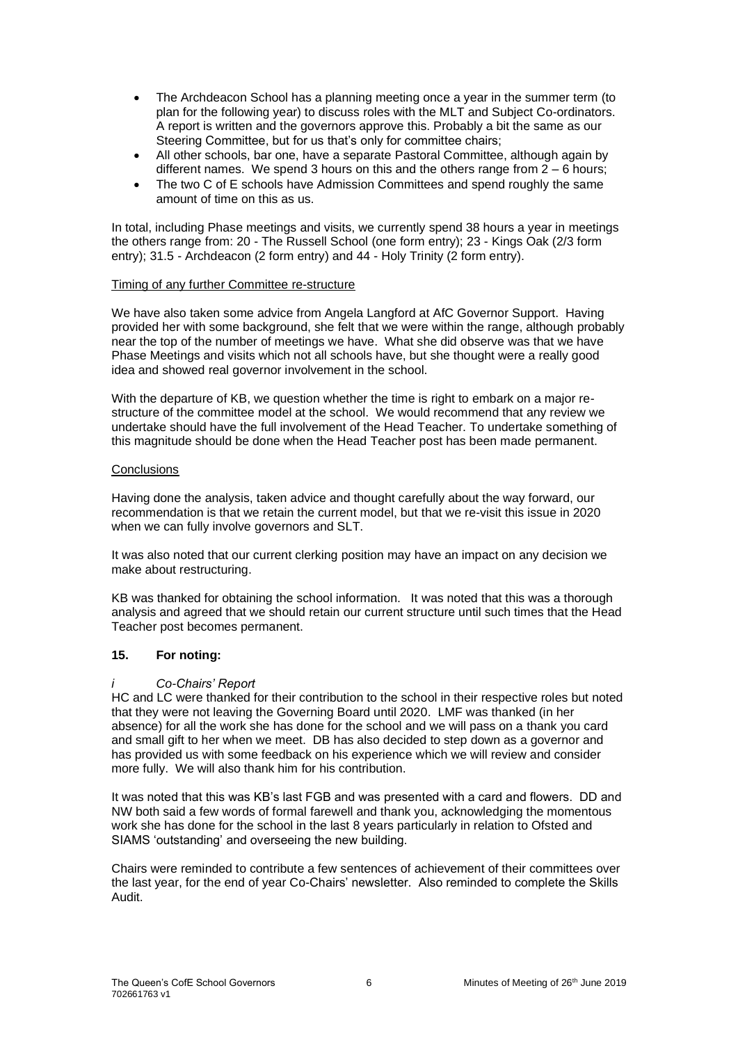- The Archdeacon School has a planning meeting once a year in the summer term (to plan for the following year) to discuss roles with the MLT and Subject Co-ordinators. A report is written and the governors approve this. Probably a bit the same as our Steering Committee, but for us that's only for committee chairs;
- All other schools, bar one, have a separate Pastoral Committee, although again by different names. We spend 3 hours on this and the others range from 2 – 6 hours;
- The two C of E schools have Admission Committees and spend roughly the same amount of time on this as us.

In total, including Phase meetings and visits, we currently spend 38 hours a year in meetings the others range from: 20 - The Russell School (one form entry); 23 - Kings Oak (2/3 form entry); 31.5 - Archdeacon (2 form entry) and 44 - Holy Trinity (2 form entry).

<u>Timing of any further Committee re-structure</u>

We have also taken some advice from Angela Langford at AfC Governor Support. Having provided her with some background, she felt that we were within the range, although probably near the top of the number of meetings we have. What she did observe was that we have Phase Meetings and visits which not all schools have, but she thought were a really good idea and showed real governor involvement in the school.

With the departure of KB, we question whether the time is right to embark on a major re-structure of the committee model at the school. We would recommend that any review we undertake should have the full involvement of the Head Teacher. To undertake something of this magnitude should be done when the Head Teacher post has been made permanent.

<u>Conclusions</u>

Having done the analysis, taken advice and thought carefully about the way forward, our recommendation is that we retain the current model, but that we re-visit this issue in 2020 when we can fully involve governors and SLT.

It was also noted that our current clerking position may have an impact on any decision we make about restructuring.

KB was thanked for obtaining the school information. It was noted that this was a thorough analysis and agreed that we should retain our current structure until such times that the Head Teacher post becomes permanent.

## 15. For noting:

*i Co-Chairs' Report*

HC and LC were thanked for their contribution to the school in their respective roles but noted that they were not leaving the Governing Board until 2020. LMF was thanked (in her absence) for all the work she has done for the school and we will pass on a thank you card and small gift to her when we meet. DB has also decided to step down as a governor and has provided us with some feedback on his experience which we will review and consider more fully. We will also thank him for his contribution.

It was noted that this was KB's last FGB and was presented with a card and flowers. DD and NW both said a few words of formal farewell and thank you, acknowledging the momentous work she has done for the school in the last 8 years particularly in relation to Ofsted and SIAMS 'outstanding' and overseeing the new building.

Chairs were reminded to contribute a few sentences of achievement of their committees over the last year, for the end of year Co-Chairs' newsletter. Also reminded to complete the Skills Audit.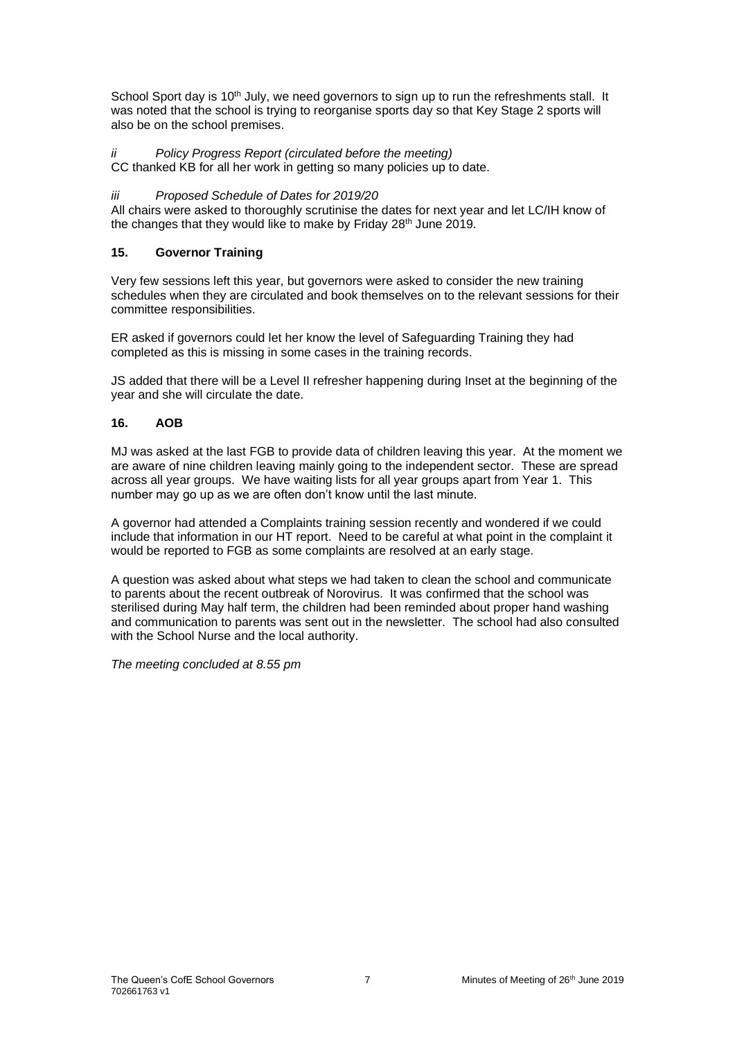School Sport day is 10th July, we need governors to sign up to run the refreshments stall. It was noted that the school is trying to reorganise sports day so that Key Stage 2 sports will also be on the school premises.

*ii Policy Progress Report (circulated before the meeting)*

CC thanked KB for all her work in getting so many policies up to date.

*iii Proposed Schedule of Dates for 2019/20*

All chairs were asked to thoroughly scrutinise the dates for next year and let LC/IH know of the changes that they would like to make by Friday 28th June 2019.

**15. Governor Training**

Very few sessions left this year, but governors were asked to consider the new training schedules when they are circulated and book themselves on to the relevant sessions for their committee responsibilities.

ER asked if governors could let her know the level of Safeguarding Training they had completed as this is missing in some cases in the training records.

JS added that there will be a Level II refresher happening during Inset at the beginning of the year and she will circulate the date.

**16. AOB**

MJ was asked at the last FGB to provide data of children leaving this year. At the moment we are aware of nine children leaving mainly going to the independent sector. These are spread across all year groups. We have waiting lists for all year groups apart from Year 1. This number may go up as we are often don't know until the last minute.

A governor had attended a Complaints training session recently and wondered if we could include that information in our HT report. Need to be careful at what point in the complaint it would be reported to FGB as some complaints are resolved at an early stage.

A question was asked about what steps we had taken to clean the school and communicate to parents about the recent outbreak of Norovirus. It was confirmed that the school was sterilised during May half term, the children had been reminded about proper hand washing and communication to parents was sent out in the newsletter. The school had also consulted with the School Nurse and the local authority.

*The meeting concluded at 8.55 pm*